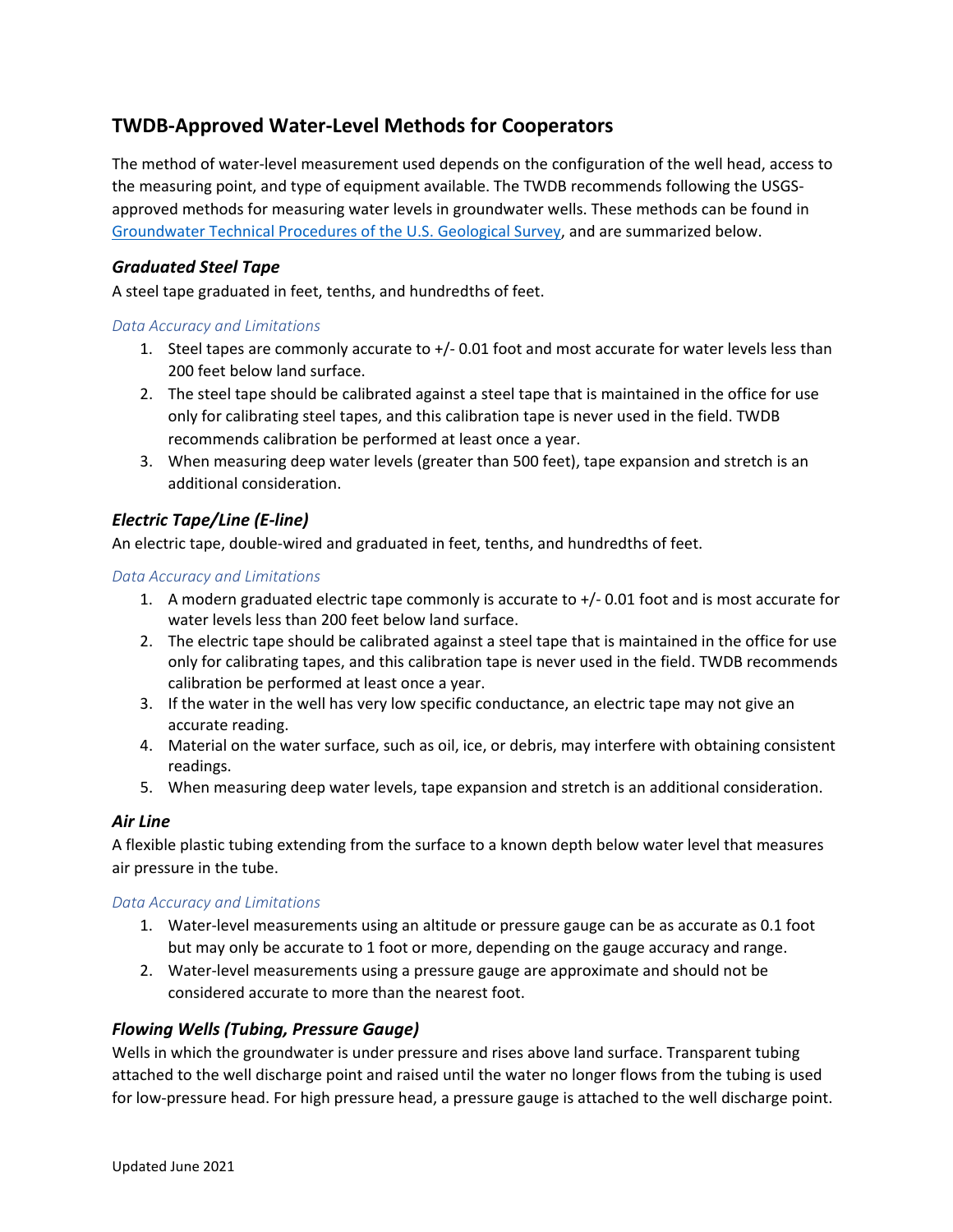# TWDB-Approved Water-Level Methods for Cooperators

The method of water-level measurement used depends on the configuration of the well head, access to the measuring point, and type of equipment available. The TWDB recommends following the USGS-approved methods for measuring water levels in groundwater wells. These methods can be found in [Groundwater Technical Procedures of the U.S. Geological Survey](), and are summarized below.

## *Graduated Steel Tape*

A steel tape graduated in feet, tenths, and hundredths of feet.

### *Data Accuracy and Limitations*

1. Steel tapes are commonly accurate to +/- 0.01 foot and most accurate for water levels less than 200 feet below land surface.
2. The steel tape should be calibrated against a steel tape that is maintained in the office for use only for calibrating steel tapes, and this calibration tape is never used in the field. TWDB recommends calibration be performed at least once a year.
3. When measuring deep water levels (greater than 500 feet), tape expansion and stretch is an additional consideration.

## *Electric Tape/Line (E-line)*

An electric tape, double-wired and graduated in feet, tenths, and hundredths of feet.

### *Data Accuracy and Limitations*

1. A modern graduated electric tape commonly is accurate to +/- 0.01 foot and is most accurate for water levels less than 200 feet below land surface.
2. The electric tape should be calibrated against a steel tape that is maintained in the office for use only for calibrating tapes, and this calibration tape is never used in the field. TWDB recommends calibration be performed at least once a year.
3. If the water in the well has very low specific conductance, an electric tape may not give an accurate reading.
4. Material on the water surface, such as oil, ice, or debris, may interfere with obtaining consistent readings.
5. When measuring deep water levels, tape expansion and stretch is an additional consideration.

## *Air Line*

A flexible plastic tubing extending from the surface to a known depth below water level that measures air pressure in the tube.

### *Data Accuracy and Limitations*

1. Water-level measurements using an altitude or pressure gauge can be as accurate as 0.1 foot but may only be accurate to 1 foot or more, depending on the gauge accuracy and range.
2. Water-level measurements using a pressure gauge are approximate and should not be considered accurate to more than the nearest foot.

## *Flowing Wells (Tubing, Pressure Gauge)*

Wells in which the groundwater is under pressure and rises above land surface. Transparent tubing attached to the well discharge point and raised until the water no longer flows from the tubing is used for low-pressure head. For high pressure head, a pressure gauge is attached to the well discharge point.

Updated June 2021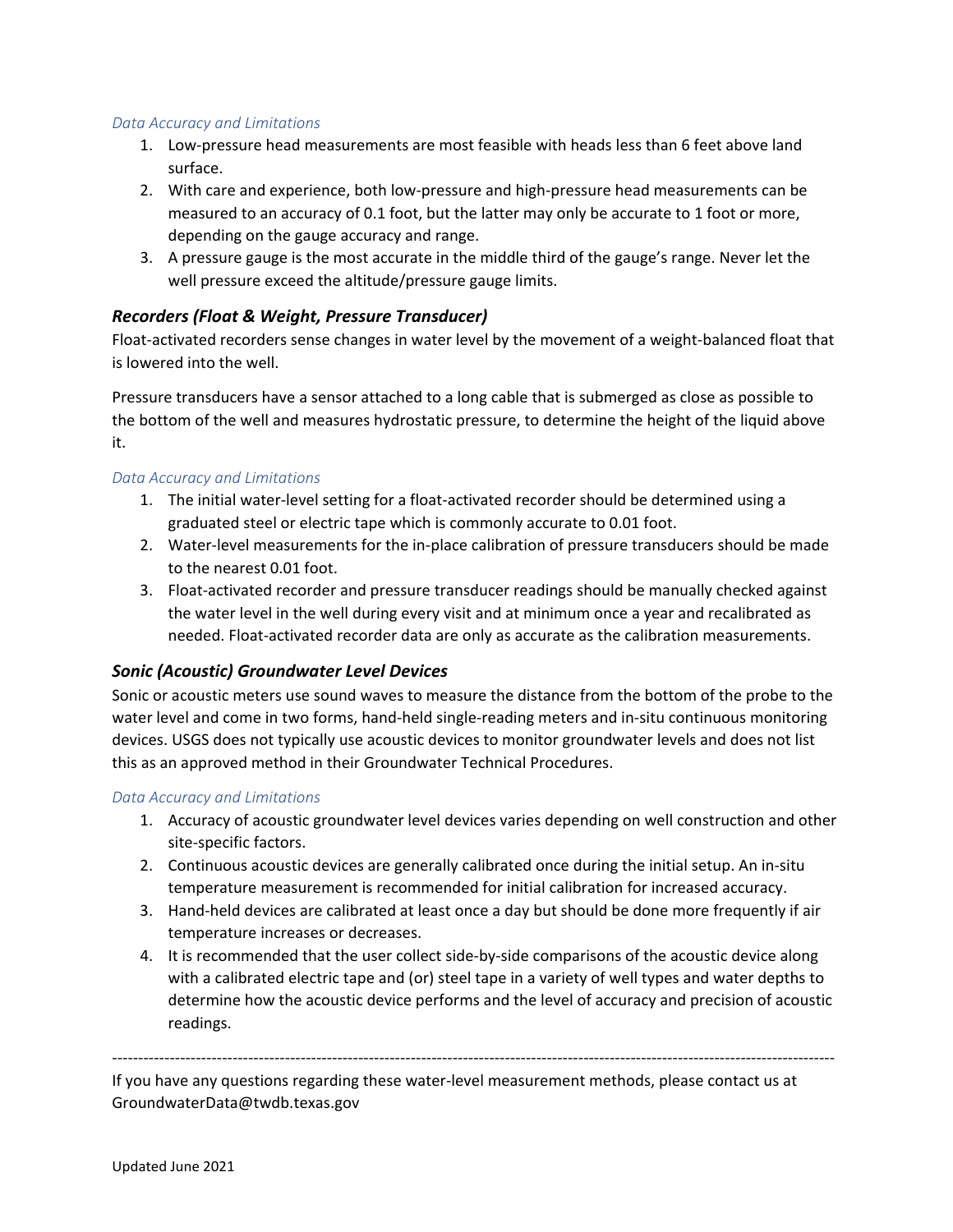*Data Accuracy and Limitations*

1. Low-pressure head measurements are most feasible with heads less than 6 feet above land surface.
2. With care and experience, both low-pressure and high-pressure head measurements can be measured to an accuracy of 0.1 foot, but the latter may only be accurate to 1 foot or more, depending on the gauge accuracy and range.
3. A pressure gauge is the most accurate in the middle third of the gauge's range. Never let the well pressure exceed the altitude/pressure gauge limits.

### *Recorders (Float & Weight, Pressure Transducer)*

Float-activated recorders sense changes in water level by the movement of a weight-balanced float that is lowered into the well.

Pressure transducers have a sensor attached to a long cable that is submerged as close as possible to the bottom of the well and measures hydrostatic pressure, to determine the height of the liquid above it.

*Data Accuracy and Limitations*

1. The initial water-level setting for a float-activated recorder should be determined using a graduated steel or electric tape which is commonly accurate to 0.01 foot.
2. Water-level measurements for the in-place calibration of pressure transducers should be made to the nearest 0.01 foot.
3. Float-activated recorder and pressure transducer readings should be manually checked against the water level in the well during every visit and at minimum once a year and recalibrated as needed. Float-activated recorder data are only as accurate as the calibration measurements.

### *Sonic (Acoustic) Groundwater Level Devices*

Sonic or acoustic meters use sound waves to measure the distance from the bottom of the probe to the water level and come in two forms, hand-held single-reading meters and in-situ continuous monitoring devices. USGS does not typically use acoustic devices to monitor groundwater levels and does not list this as an approved method in their Groundwater Technical Procedures.

*Data Accuracy and Limitations*

1. Accuracy of acoustic groundwater level devices varies depending on well construction and other site-specific factors.
2. Continuous acoustic devices are generally calibrated once during the initial setup. An in-situ temperature measurement is recommended for initial calibration for increased accuracy.
3. Hand-held devices are calibrated at least once a day but should be done more frequently if air temperature increases or decreases.
4. It is recommended that the user collect side-by-side comparisons of the acoustic device along with a calibrated electric tape and (or) steel tape in a variety of well types and water depths to determine how the acoustic device performs and the level of accuracy and precision of acoustic readings.

---

If you have any questions regarding these water-level measurement methods, please contact us at GroundwaterData@twdb.texas.gov

Updated June 2021